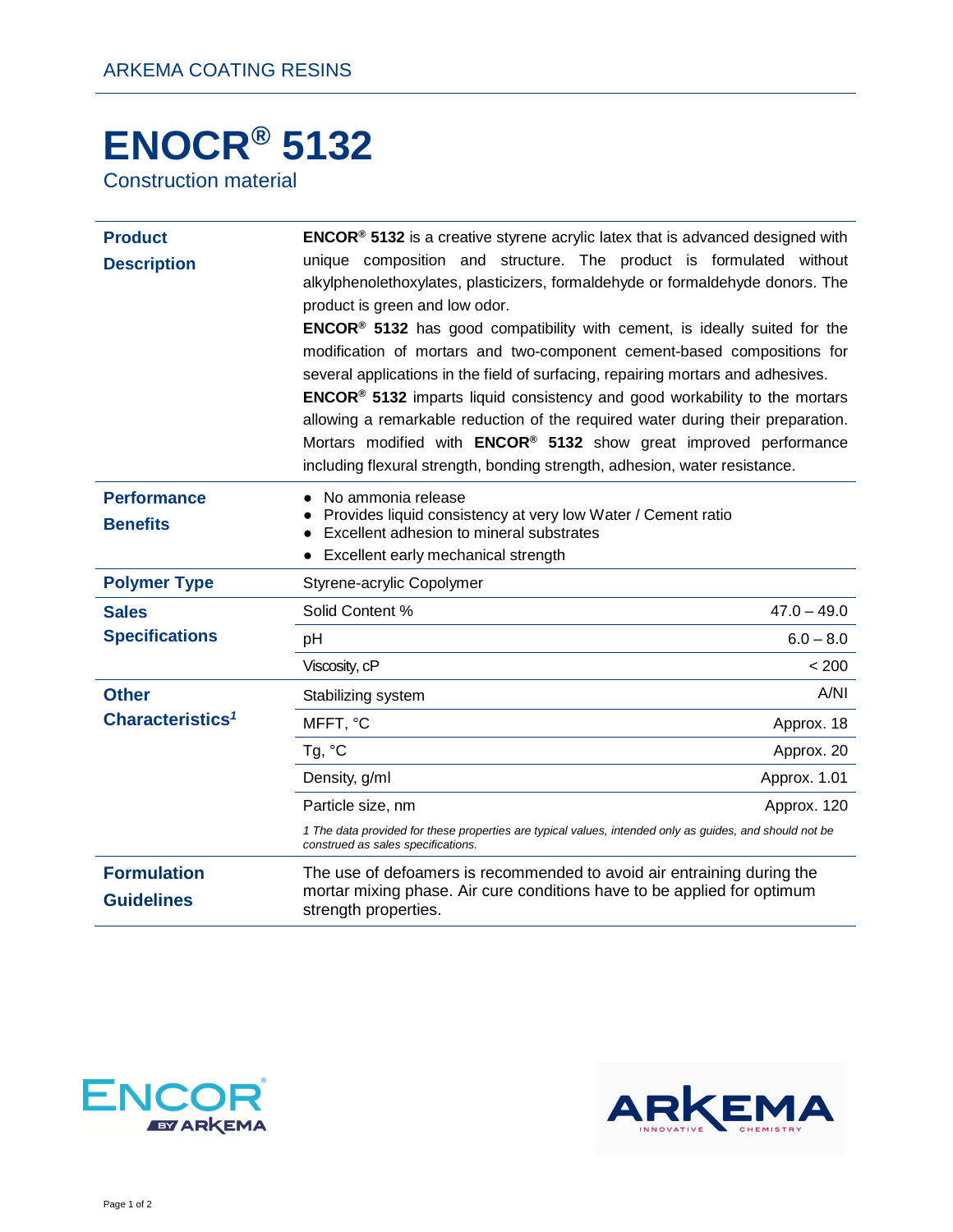ARKEMA COATING RESINS

# ENOCR® 5132

Construction material

| | |
|---|---|
| **Product Description** | **ENCOR® 5132** is a creative styrene acrylic latex that is advanced designed with unique composition and structure. The product is formulated without alkylphenolethoxylates, plasticizers, formaldehyde or formaldehyde donors. The product is green and low odor. **ENCOR® 5132** has good compatibility with cement, is ideally suited for the modification of mortars and two-component cement-based compositions for several applications in the field of surfacing, repairing mortars and adhesives. **ENCOR® 5132** imparts liquid consistency and good workability to the mortars allowing a remarkable reduction of the required water during their preparation. Mortars modified with **ENCOR® 5132** show great improved performance including flexural strength, bonding strength, adhesion, water resistance. |
| **Performance Benefits** | • No ammonia release<br>• Provides liquid consistency at very low Water / Cement ratio<br>• Excellent adhesion to mineral substrates<br>• Excellent early mechanical strength |
| **Polymer Type** | Styrene-acrylic Copolymer |

| | | |
|---|---|---|
| **Sales Specifications** | Solid Content % | 47.0 – 49.0 |
| | pH | 6.0 – 8.0 |
| | Viscosity, cP | < 200 |
| **Other Characteristics[1]** | Stabilizing system | A/NI |
| | MFFT, °C | Approx. 18 |
| | Tg, °C | Approx. 20 |
| | Density, g/ml | Approx. 1.01 |
| | Particle size, nm | Approx. 120 |

*1 The data provided for these properties are typical values, intended only as guides, and should not be construed as sales specifications.*

| | |
|---|---|
| **Formulation Guidelines** | The use of defoamers is recommended to avoid air entraining during the mortar mixing phase. Air cure conditions have to be applied for optimum strength properties. |

ENCOR® BY ARKEMA

ARKEMA INNOVATIVE CHEMISTRY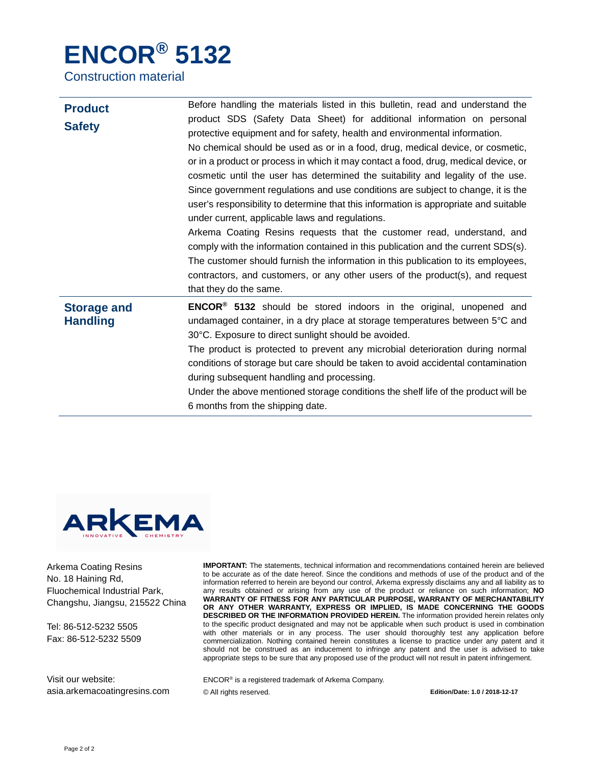# ENCOR® 5132

Construction material

| | |
|---|---|
| **Product Safety** | Before handling the materials listed in this bulletin, read and understand the product SDS (Safety Data Sheet) for additional information on personal protective equipment and for safety, health and environmental information. No chemical should be used as or in a food, drug, medical device, or cosmetic, or in a product or process in which it may contact a food, drug, medical device, or cosmetic until the user has determined the suitability and legality of the use. Since government regulations and use conditions are subject to change, it is the user's responsibility to determine that this information is appropriate and suitable under current, applicable laws and regulations. Arkema Coating Resins requests that the customer read, understand, and comply with the information contained in this publication and the current SDS(s). The customer should furnish the information in this publication to its employees, contractors, and customers, or any other users of the product(s), and request that they do the same. |
| **Storage and Handling** | **ENCOR® 5132** should be stored indoors in the original, unopened and undamaged container, in a dry place at storage temperatures between 5°C and 30°C. Exposure to direct sunlight should be avoided. The product is protected to prevent any microbial deterioration during normal conditions of storage but care should be taken to avoid accidental contamination during subsequent handling and processing. Under the above mentioned storage conditions the shelf life of the product will be 6 months from the shipping date. |

ARKEMA
INNOVATIVE CHEMISTRY

Arkema Coating Resins
No. 18 Haining Rd,
Fluochemical Industrial Park,
Changshu, Jiangsu, 215522 China

Tel: 86-512-5232 5505
Fax: 86-512-5232 5509

Visit our website:
asia.arkemacoatingresins.com

**IMPORTANT:** The statements, technical information and recommendations contained herein are believed to be accurate as of the date hereof. Since the conditions and methods of use of the product and of the information referred to herein are beyond our control, Arkema expressly disclaims any and all liability as to any results obtained or arising from any use of the product or reliance on such information; **NO WARRANTY OF FITNESS FOR ANY PARTICULAR PURPOSE, WARRANTY OF MERCHANTABILITY OR ANY OTHER WARRANTY, EXPRESS OR IMPLIED, IS MADE CONCERNING THE GOODS DESCRIBED OR THE INFORMATION PROVIDED HEREIN.** The information provided herein relates only to the specific product designated and may not be applicable when such product is used in combination with other materials or in any process. The user should thoroughly test any application before commercialization. Nothing contained herein constitutes a license to practice under any patent and it should not be construed as an inducement to infringe any patent and the user is advised to take appropriate steps to be sure that any proposed use of the product will not result in patent infringement.

ENCOR® is a registered trademark of Arkema Company.

© All rights reserved.

**Edition/Date: 1.0 / 2018-12-17**